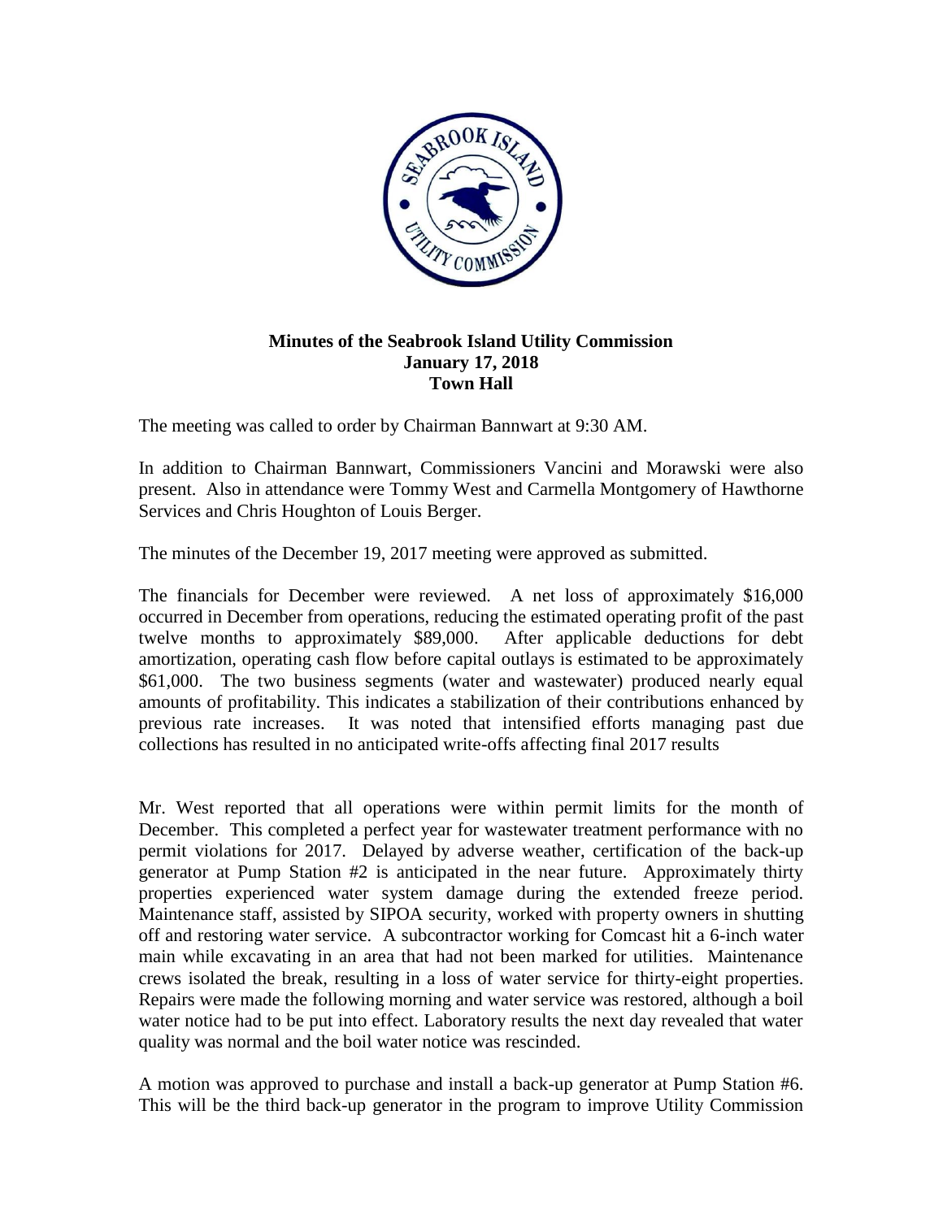**Minutes of the Seabrook Island Utility Commission**
**January 17, 2018**
**Town Hall**

The meeting was called to order by Chairman Bannwart at 9:30 AM.

In addition to Chairman Bannwart, Commissioners Vancini and Morawski were also present. Also in attendance were Tommy West and Carmella Montgomery of Hawthorne Services and Chris Houghton of Louis Berger.

The minutes of the December 19, 2017 meeting were approved as submitted.

The financials for December were reviewed. A net loss of approximately $16,000 occurred in December from operations, reducing the estimated operating profit of the past twelve months to approximately $89,000. After applicable deductions for debt amortization, operating cash flow before capital outlays is estimated to be approximately $61,000. The two business segments (water and wastewater) produced nearly equal amounts of profitability. This indicates a stabilization of their contributions enhanced by previous rate increases. It was noted that intensified efforts managing past due collections has resulted in no anticipated write-offs affecting final 2017 results

Mr. West reported that all operations were within permit limits for the month of December. This completed a perfect year for wastewater treatment performance with no permit violations for 2017. Delayed by adverse weather, certification of the back-up generator at Pump Station #2 is anticipated in the near future. Approximately thirty properties experienced water system damage during the extended freeze period. Maintenance staff, assisted by SIPOA security, worked with property owners in shutting off and restoring water service. A subcontractor working for Comcast hit a 6-inch water main while excavating in an area that had not been marked for utilities. Maintenance crews isolated the break, resulting in a loss of water service for thirty-eight properties. Repairs were made the following morning and water service was restored, although a boil water notice had to be put into effect. Laboratory results the next day revealed that water quality was normal and the boil water notice was rescinded.

A motion was approved to purchase and install a back-up generator at Pump Station #6. This will be the third back-up generator in the program to improve Utility Commission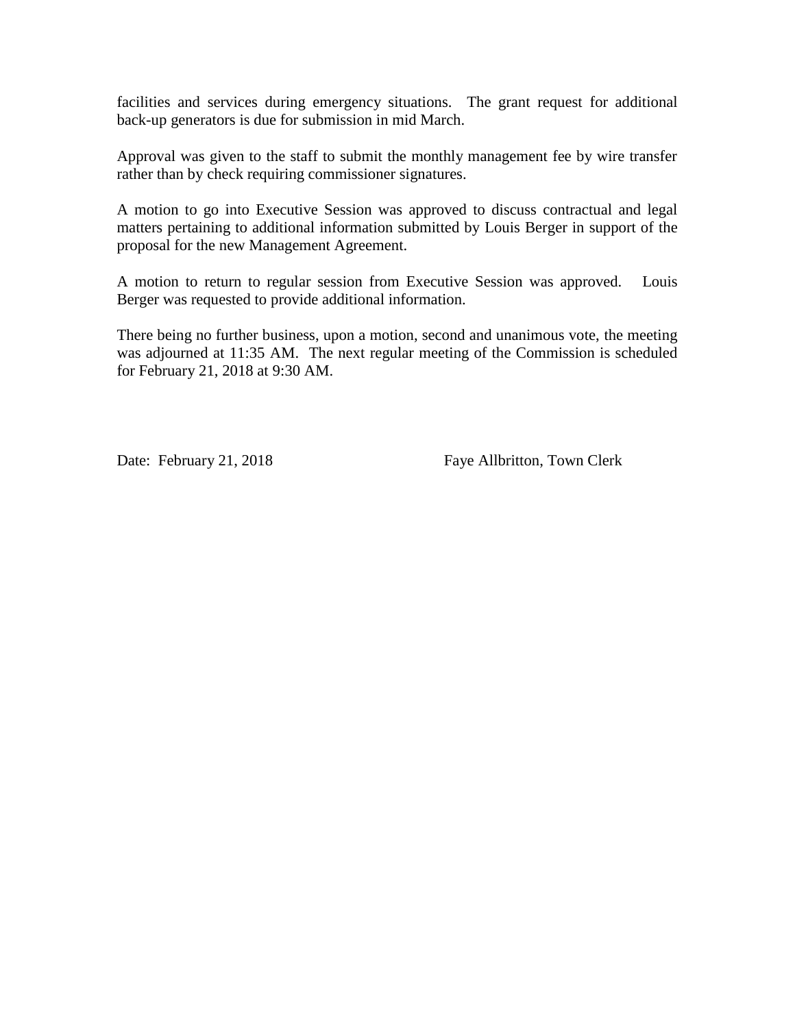facilities and services during emergency situations. The grant request for additional back-up generators is due for submission in mid March.

Approval was given to the staff to submit the monthly management fee by wire transfer rather than by check requiring commissioner signatures.

A motion to go into Executive Session was approved to discuss contractual and legal matters pertaining to additional information submitted by Louis Berger in support of the proposal for the new Management Agreement.

A motion to return to regular session from Executive Session was approved. Louis Berger was requested to provide additional information.

There being no further business, upon a motion, second and unanimous vote, the meeting was adjourned at 11:35 AM. The next regular meeting of the Commission is scheduled for February 21, 2018 at 9:30 AM.

Date: February 21, 2018 Faye Allbritton, Town Clerk